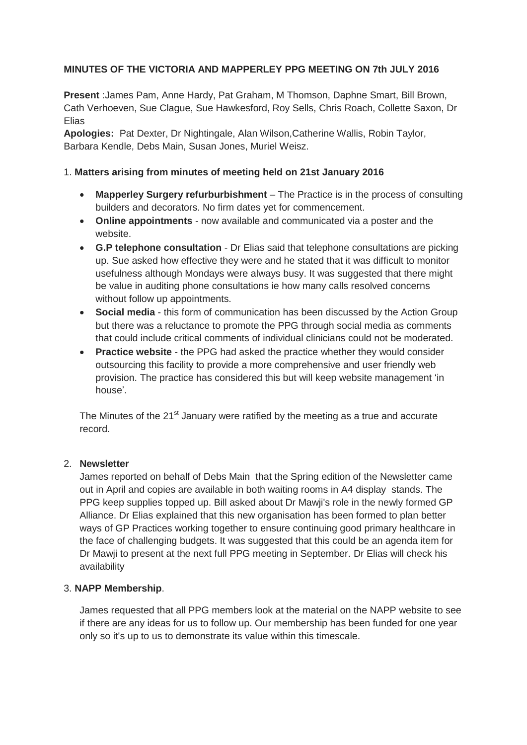**MINUTES OF THE VICTORIA AND MAPPERLEY PPG MEETING ON 7th JULY 2016**

**Present** :James Pam, Anne Hardy, Pat Graham, M Thomson, Daphne Smart, Bill Brown, Cath Verhoeven, Sue Clague, Sue Hawkesford, Roy Sells, Chris Roach, Collette Saxon, Dr Elias

**Apologies:** Pat Dexter, Dr Nightingale, Alan Wilson,Catherine Wallis, Robin Taylor, Barbara Kendle, Debs Main, Susan Jones, Muriel Weisz.

1. **Matters arising from minutes of meeting held on 21st January 2016**

- **Mapperley Surgery refurbishment** – The Practice is in the process of consulting builders and decorators. No firm dates yet for commencement.
- **Online appointments** - now available and communicated via a poster and the website.
- **G.P telephone consultation** - Dr Elias said that telephone consultations are picking up. Sue asked how effective they were and he stated that it was difficult to monitor usefulness although Mondays were always busy. It was suggested that there might be value in auditing phone consultations ie how many calls resolved concerns without follow up appointments.
- **Social media** - this form of communication has been discussed by the Action Group but there was a reluctance to promote the PPG through social media as comments that could include critical comments of individual clinicians could not be moderated.
- **Practice website** - the PPG had asked the practice whether they would consider outsourcing this facility to provide a more comprehensive and user friendly web provision. The practice has considered this but will keep website management 'in house'.

The Minutes of the 21st January were ratified by the meeting as a true and accurate record.

2. **Newsletter**

James reported on behalf of Debs Main that the Spring edition of the Newsletter came out in April and copies are available in both waiting rooms in A4 display stands. The PPG keep supplies topped up. Bill asked about Dr Mawji's role in the newly formed GP Alliance. Dr Elias explained that this new organisation has been formed to plan better ways of GP Practices working together to ensure continuing good primary healthcare in the face of challenging budgets. It was suggested that this could be an agenda item for Dr Mawji to present at the next full PPG meeting in September. Dr Elias will check his availability

3. **NAPP Membership**.

James requested that all PPG members look at the material on the NAPP website to see if there are any ideas for us to follow up. Our membership has been funded for one year only so it's up to us to demonstrate its value within this timescale.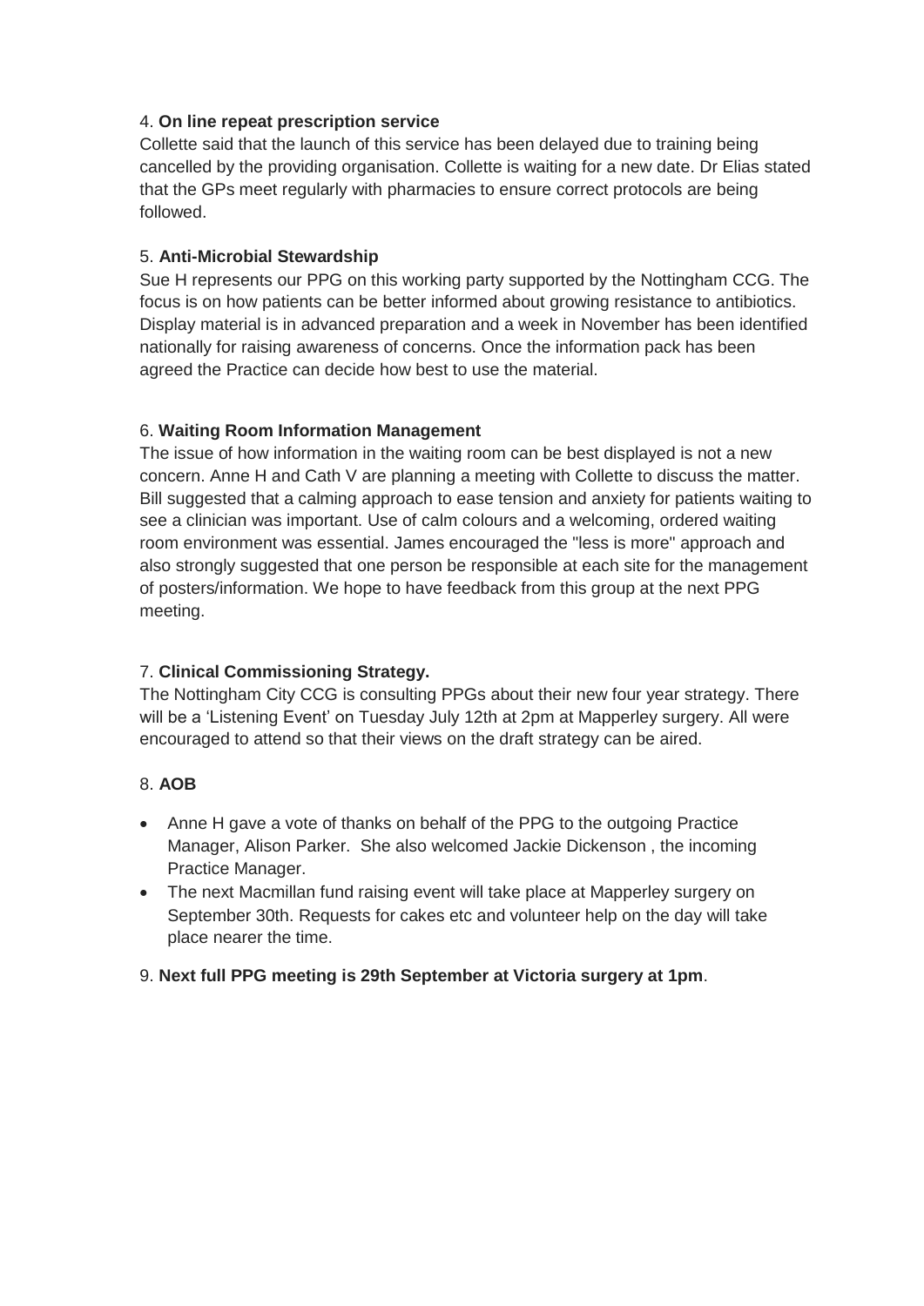4. **On line repeat prescription service**

Collette said that the launch of this service has been delayed due to training being cancelled by the providing organisation. Collette is waiting for a new date. Dr Elias stated that the GPs meet regularly with pharmacies to ensure correct protocols are being followed.

5. **Anti-Microbial Stewardship**

Sue H represents our PPG on this working party supported by the Nottingham CCG. The focus is on how patients can be better informed about growing resistance to antibiotics. Display material is in advanced preparation and a week in November has been identified nationally for raising awareness of concerns. Once the information pack has been agreed the Practice can decide how best to use the material.

6. **Waiting Room Information Management**

The issue of how information in the waiting room can be best displayed is not a new concern. Anne H and Cath V are planning a meeting with Collette to discuss the matter. Bill suggested that a calming approach to ease tension and anxiety for patients waiting to see a clinician was important. Use of calm colours and a welcoming, ordered waiting room environment was essential. James encouraged the "less is more" approach and also strongly suggested that one person be responsible at each site for the management of posters/information. We hope to have feedback from this group at the next PPG meeting.

7. **Clinical Commissioning Strategy.**

The Nottingham City CCG is consulting PPGs about their new four year strategy. There will be a 'Listening Event' on Tuesday July 12th at 2pm at Mapperley surgery. All were encouraged to attend so that their views on the draft strategy can be aired.

8. **AOB**

- Anne H gave a vote of thanks on behalf of the PPG to the outgoing Practice Manager, Alison Parker. She also welcomed Jackie Dickenson , the incoming Practice Manager.
- The next Macmillan fund raising event will take place at Mapperley surgery on September 30th. Requests for cakes etc and volunteer help on the day will take place nearer the time.

9. **Next full PPG meeting is 29th September at Victoria surgery at 1pm**.